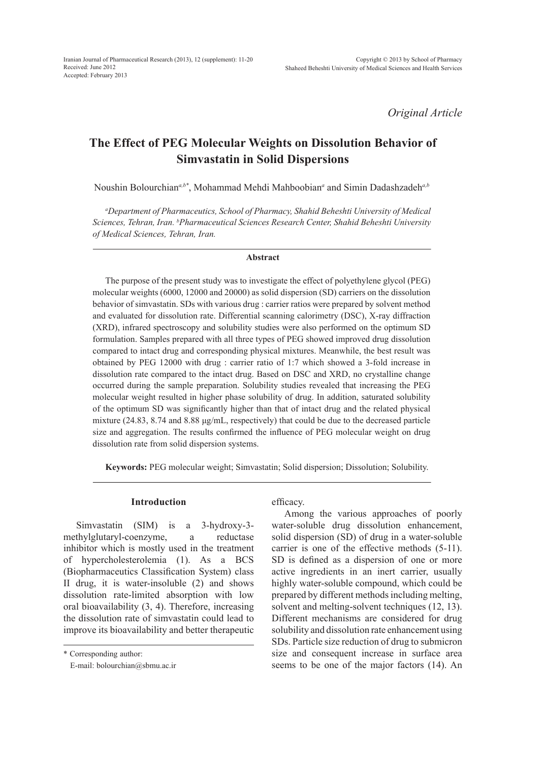*Original Article*

# The Effect of PEG Molecular Weights on Dissolution Behavior of Simvastatin in Solid Dispersions

Noushin Bolourchian[a,b*], Mohammad Mehdi Mahboobian[a] and Simin Dadashzadeh[a,b]

*[a]Department of Pharmaceutics, School of Pharmacy, Shahid Beheshti University of Medical Sciences, Tehran, Iran. [b]Pharmaceutical Sciences Research Center, Shahid Beheshti University of Medical Sciences, Tehran, Iran.*

## Abstract

The purpose of the present study was to investigate the effect of polyethylene glycol (PEG) molecular weights (6000, 12000 and 20000) as solid dispersion (SD) carriers on the dissolution behavior of simvastatin. SDs with various drug : carrier ratios were prepared by solvent method and evaluated for dissolution rate. Differential scanning calorimetry (DSC), X-ray diffraction (XRD), infrared spectroscopy and solubility studies were also performed on the optimum SD formulation. Samples prepared with all three types of PEG showed improved drug dissolution compared to intact drug and corresponding physical mixtures. Meanwhile, the best result was obtained by PEG 12000 with drug : carrier ratio of 1:7 which showed a 3-fold increase in dissolution rate compared to the intact drug. Based on DSC and XRD, no crystalline change occurred during the sample preparation. Solubility studies revealed that increasing the PEG molecular weight resulted in higher phase solubility of drug. In addition, saturated solubility of the optimum SD was significantly higher than that of intact drug and the related physical mixture (24.83, 8.74 and 8.88 µg/mL, respectively) that could be due to the decreased particle size and aggregation. The results confirmed the influence of PEG molecular weight on drug dissolution rate from solid dispersion systems.

**Keywords:** PEG molecular weight; Simvastatin; Solid dispersion; Dissolution; Solubility.

## Introduction

Simvastatin (SIM) is a 3-hydroxy-3-methylglutaryl-coenzyme, a reductase inhibitor which is mostly used in the treatment of hypercholesterolemia (1). As a BCS (Biopharmaceutics Classification System) class II drug, it is water-insoluble (2) and shows dissolution rate-limited absorption with low oral bioavailability (3, 4). Therefore, increasing the dissolution rate of simvastatin could lead to improve its bioavailability and better therapeutic efficacy.

Among the various approaches of poorly water-soluble drug dissolution enhancement, solid dispersion (SD) of drug in a water-soluble carrier is one of the effective methods (5-11). SD is defined as a dispersion of one or more active ingredients in an inert carrier, usually highly water-soluble compound, which could be prepared by different methods including melting, solvent and melting-solvent techniques (12, 13). Different mechanisms are considered for drug solubility and dissolution rate enhancement using SDs. Particle size reduction of drug to submicron size and consequent increase in surface area seems to be one of the major factors (14). An

\* Corresponding author:
E-mail: bolourchian@sbmu.ac.ir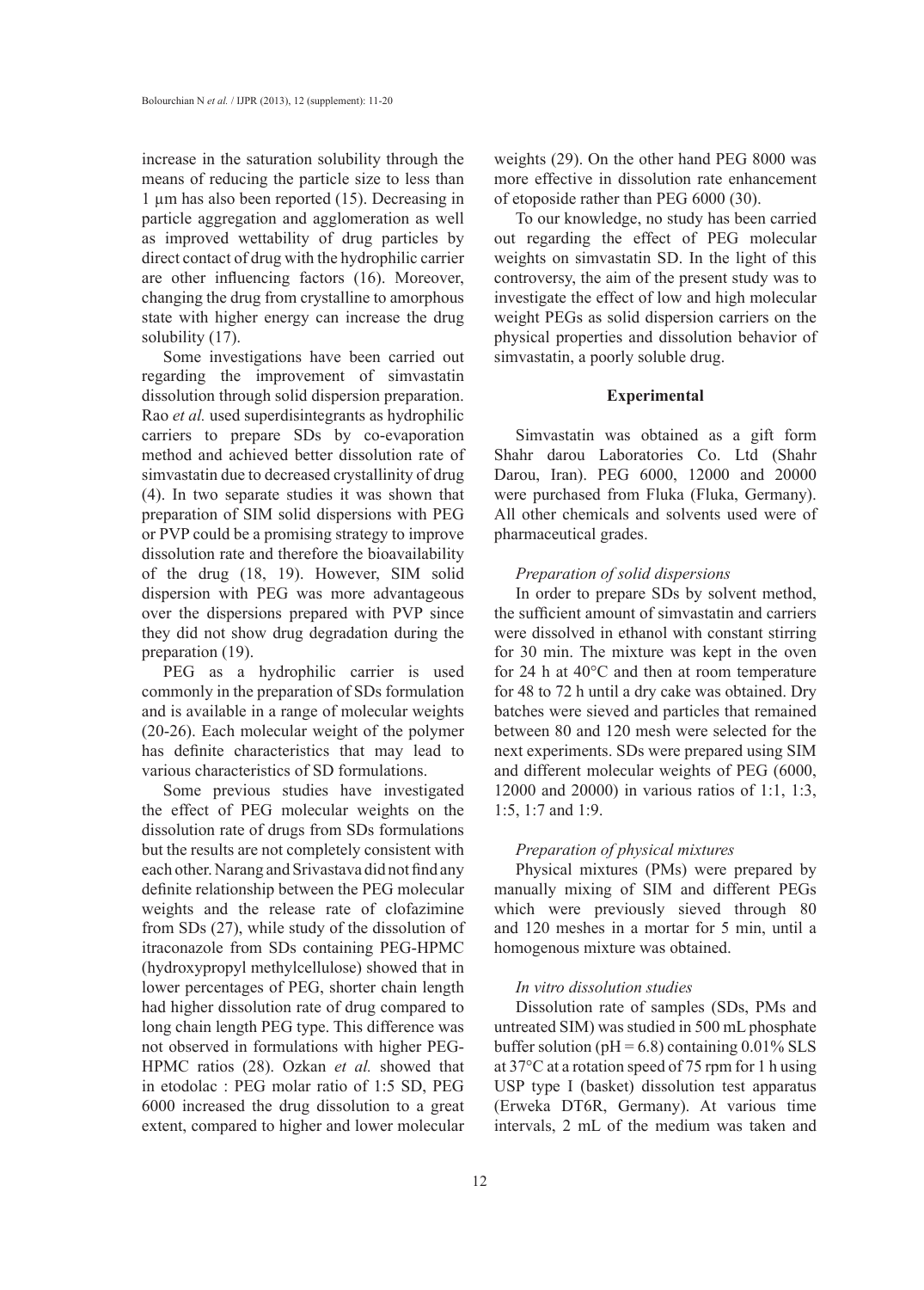increase in the saturation solubility through the means of reducing the particle size to less than 1 μm has also been reported (15). Decreasing in particle aggregation and agglomeration as well as improved wettability of drug particles by direct contact of drug with the hydrophilic carrier are other influencing factors (16). Moreover, changing the drug from crystalline to amorphous state with higher energy can increase the drug solubility (17).

Some investigations have been carried out regarding the improvement of simvastatin dissolution through solid dispersion preparation. Rao *et al.* used superdisintegrants as hydrophilic carriers to prepare SDs by co-evaporation method and achieved better dissolution rate of simvastatin due to decreased crystallinity of drug (4). In two separate studies it was shown that preparation of SIM solid dispersions with PEG or PVP could be a promising strategy to improve dissolution rate and therefore the bioavailability of the drug (18, 19). However, SIM solid dispersion with PEG was more advantageous over the dispersions prepared with PVP since they did not show drug degradation during the preparation (19).

PEG as a hydrophilic carrier is used commonly in the preparation of SDs formulation and is available in a range of molecular weights (20-26). Each molecular weight of the polymer has definite characteristics that may lead to various characteristics of SD formulations.

Some previous studies have investigated the effect of PEG molecular weights on the dissolution rate of drugs from SDs formulations but the results are not completely consistent with each other. Narang and Srivastava did not find any definite relationship between the PEG molecular weights and the release rate of clofazimine from SDs (27), while study of the dissolution of itraconazole from SDs containing PEG-HPMC (hydroxypropyl methylcellulose) showed that in lower percentages of PEG, shorter chain length had higher dissolution rate of drug compared to long chain length PEG type. This difference was not observed in formulations with higher PEG-HPMC ratios (28). Ozkan *et al.* showed that in etodolac : PEG molar ratio of 1:5 SD, PEG 6000 increased the drug dissolution to a great extent, compared to higher and lower molecular weights (29). On the other hand PEG 8000 was more effective in dissolution rate enhancement of etoposide rather than PEG 6000 (30).

To our knowledge, no study has been carried out regarding the effect of PEG molecular weights on simvastatin SD. In the light of this controversy, the aim of the present study was to investigate the effect of low and high molecular weight PEGs as solid dispersion carriers on the physical properties and dissolution behavior of simvastatin, a poorly soluble drug.

## Experimental

Simvastatin was obtained as a gift form Shahr darou Laboratories Co. Ltd (Shahr Darou, Iran). PEG 6000, 12000 and 20000 were purchased from Fluka (Fluka, Germany). All other chemicals and solvents used were of pharmaceutical grades.

### *Preparation of solid dispersions*

In order to prepare SDs by solvent method, the sufficient amount of simvastatin and carriers were dissolved in ethanol with constant stirring for 30 min. The mixture was kept in the oven for 24 h at 40°C and then at room temperature for 48 to 72 h until a dry cake was obtained. Dry batches were sieved and particles that remained between 80 and 120 mesh were selected for the next experiments. SDs were prepared using SIM and different molecular weights of PEG (6000, 12000 and 20000) in various ratios of 1:1, 1:3, 1:5, 1:7 and 1:9.

### *Preparation of physical mixtures*

Physical mixtures (PMs) were prepared by manually mixing of SIM and different PEGs which were previously sieved through 80 and 120 meshes in a mortar for 5 min, until a homogenous mixture was obtained.

### *In vitro dissolution studies*

Dissolution rate of samples (SDs, PMs and untreated SIM) was studied in 500 mL phosphate buffer solution (pH = 6.8) containing 0.01% SLS at 37°C at a rotation speed of 75 rpm for 1 h using USP type I (basket) dissolution test apparatus (Erweka DT6R, Germany). At various time intervals, 2 mL of the medium was taken and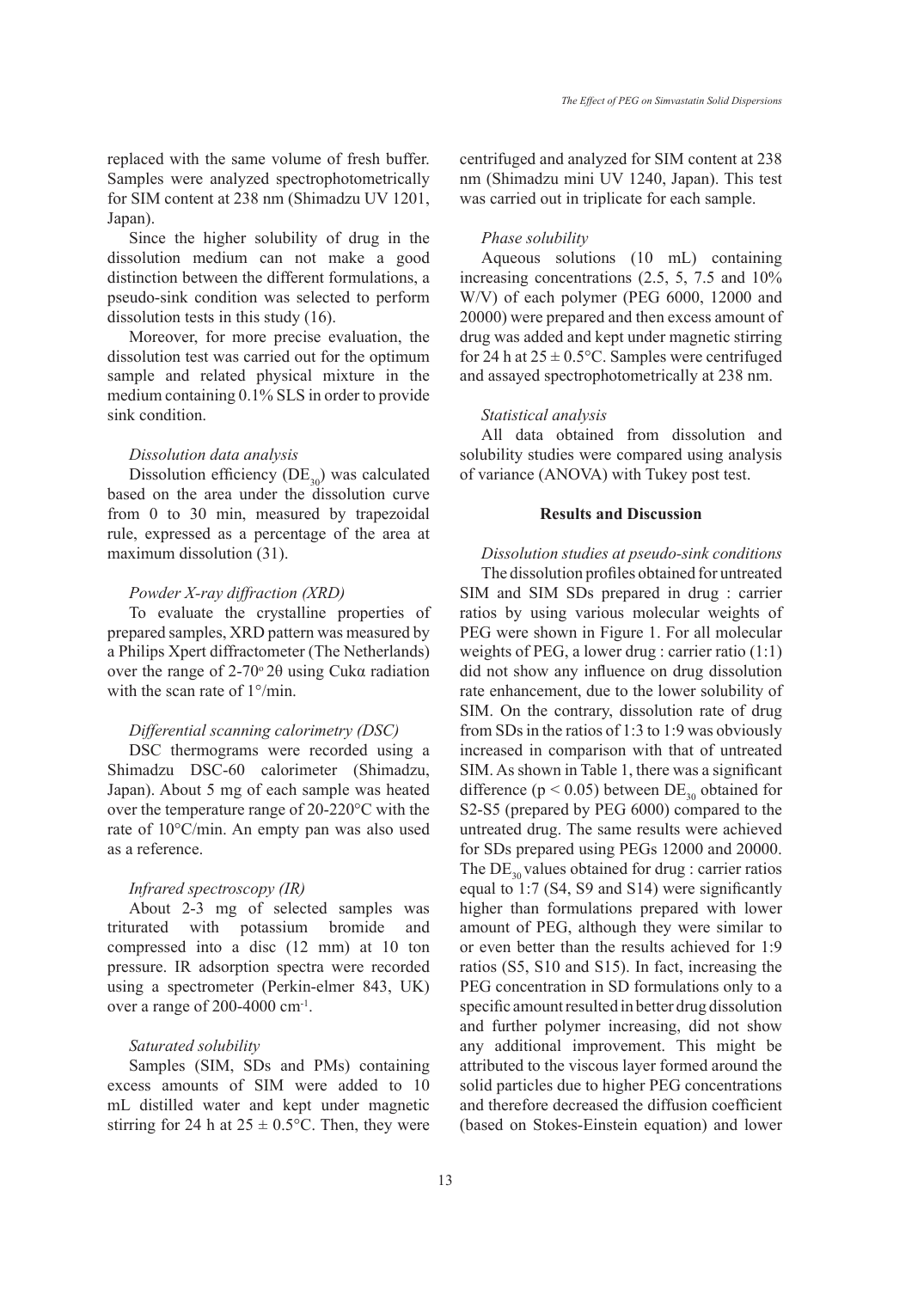replaced with the same volume of fresh buffer. Samples were analyzed spectrophotometrically for SIM content at 238 nm (Shimadzu UV 1201, Japan).

Since the higher solubility of drug in the dissolution medium can not make a good distinction between the different formulations, a pseudo-sink condition was selected to perform dissolution tests in this study (16).

Moreover, for more precise evaluation, the dissolution test was carried out for the optimum sample and related physical mixture in the medium containing 0.1% SLS in order to provide sink condition.

### *Dissolution data analysis*

Dissolution efficiency ($DE_{30}$) was calculated based on the area under the dissolution curve from 0 to 30 min, measured by trapezoidal rule, expressed as a percentage of the area at maximum dissolution (31).

### *Powder X-ray diffraction (XRD)*

To evaluate the crystalline properties of prepared samples, XRD pattern was measured by a Philips Xpert diffractometer (The Netherlands) over the range of 2-70° 2θ using Cukα radiation with the scan rate of 1°/min.

### *Differential scanning calorimetry (DSC)*

DSC thermograms were recorded using a Shimadzu DSC-60 calorimeter (Shimadzu, Japan). About 5 mg of each sample was heated over the temperature range of 20-220°C with the rate of 10°C/min. An empty pan was also used as a reference.

### *Infrared spectroscopy (IR)*

About 2-3 mg of selected samples was triturated with potassium bromide and compressed into a disc (12 mm) at 10 ton pressure. IR adsorption spectra were recorded using a spectrometer (Perkin-elmer 843, UK) over a range of 200-4000 $cm^{-1}$.

### *Saturated solubility*

Samples (SIM, SDs and PMs) containing excess amounts of SIM were added to 10 mL distilled water and kept under magnetic stirring for 24 h at 25 ± 0.5°C. Then, they were centrifuged and analyzed for SIM content at 238 nm (Shimadzu mini UV 1240, Japan). This test was carried out in triplicate for each sample.

### *Phase solubility*

Aqueous solutions (10 mL) containing increasing concentrations (2.5, 5, 7.5 and 10% W/V) of each polymer (PEG 6000, 12000 and 20000) were prepared and then excess amount of drug was added and kept under magnetic stirring for 24 h at 25 ± 0.5°C. Samples were centrifuged and assayed spectrophotometrically at 238 nm.

### *Statistical analysis*

All data obtained from dissolution and solubility studies were compared using analysis of variance (ANOVA) with Tukey post test.

## Results and Discussion

### *Dissolution studies at pseudo-sink conditions*

The dissolution profiles obtained for untreated SIM and SIM SDs prepared in drug : carrier ratios by using various molecular weights of PEG were shown in Figure 1. For all molecular weights of PEG, a lower drug : carrier ratio (1:1) did not show any influence on drug dissolution rate enhancement, due to the lower solubility of SIM. On the contrary, dissolution rate of drug from SDs in the ratios of 1:3 to 1:9 was obviously increased in comparison with that of untreated SIM. As shown in Table 1, there was a significant difference ($p < 0.05$) between $DE_{30}$ obtained for S2-S5 (prepared by PEG 6000) compared to the untreated drug. The same results were achieved for SDs prepared using PEGs 12000 and 20000. The $DE_{30}$ values obtained for drug : carrier ratios equal to 1:7 (S4, S9 and S14) were significantly higher than formulations prepared with lower amount of PEG, although they were similar to or even better than the results achieved for 1:9 ratios (S5, S10 and S15). In fact, increasing the PEG concentration in SD formulations only to a specific amount resulted in better drug dissolution and further polymer increasing, did not show any additional improvement. This might be attributed to the viscous layer formed around the solid particles due to higher PEG concentrations and therefore decreased the diffusion coefficient (based on Stokes-Einstein equation) and lower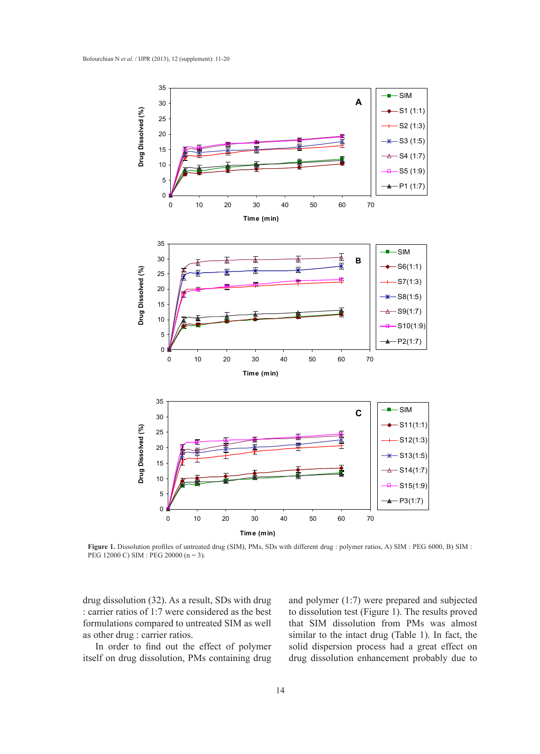**Figure 1.** Dissolution profiles of untreated drug (SIM), PMs, SDs with different drug : polymer ratios, A) SIM : PEG 6000, B) SIM : PEG 12000 C) SIM : PEG 20000 (n = 3).

drug dissolution (32). As a result, SDs with drug : carrier ratios of 1:7 were considered as the best formulations compared to untreated SIM as well as other drug : carrier ratios.

In order to find out the effect of polymer itself on drug dissolution, PMs containing drug and polymer (1:7) were prepared and subjected to dissolution test (Figure 1). The results proved that SIM dissolution from PMs was almost similar to the intact drug (Table 1). In fact, the solid dispersion process had a great effect on drug dissolution enhancement probably due to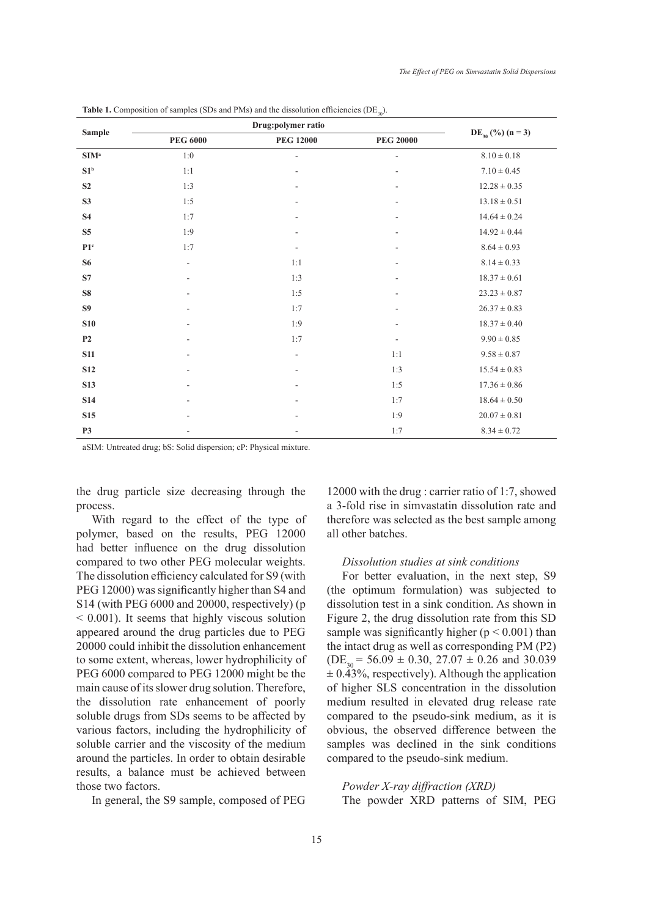**Table 1.** Composition of samples (SDs and PMs) and the dissolution efficiencies ($DE_{30}$).

| Sample | Drug:polymer ratio | | | $DE_{30}$ (%) (n = 3) |
|---|---|---|---|---|
| | PEG 6000 | PEG 12000 | PEG 20000 | |
| **SIM**[a] | 1:0 | - | - | 8.10 ± 0.18 |
| **S1**[b] | 1:1 | - | - | 7.10 ± 0.45 |
| **S2** | 1:3 | - | - | 12.28 ± 0.35 |
| **S3** | 1:5 | - | - | 13.18 ± 0.51 |
| **S4** | 1:7 | - | - | 14.64 ± 0.24 |
| **S5** | 1:9 | - | - | 14.92 ± 0.44 |
| **P1**[c] | 1:7 | - | - | 8.64 ± 0.93 |
| **S6** | - | 1:1 | - | 8.14 ± 0.33 |
| **S7** | - | 1:3 | - | 18.37 ± 0.61 |
| **S8** | - | 1:5 | - | 23.23 ± 0.87 |
| **S9** | - | 1:7 | - | 26.37 ± 0.83 |
| **S10** | - | 1:9 | - | 18.37 ± 0.40 |
| **P2** | - | 1:7 | - | 9.90 ± 0.85 |
| **S11** | - | - | 1:1 | 9.58 ± 0.87 |
| **S12** | - | - | 1:3 | 15.54 ± 0.83 |
| **S13** | - | - | 1:5 | 17.36 ± 0.86 |
| **S14** | - | - | 1:7 | 18.64 ± 0.50 |
| **S15** | - | - | 1:9 | 20.07 ± 0.81 |
| **P3** | - | - | 1:7 | 8.34 ± 0.72 |

aSIM: Untreated drug; bS: Solid dispersion; cP: Physical mixture.

the drug particle size decreasing through the process.

With regard to the effect of the type of polymer, based on the results, PEG 12000 had better influence on the drug dissolution compared to two other PEG molecular weights. The dissolution efficiency calculated for S9 (with PEG 12000) was significantly higher than S4 and S14 (with PEG 6000 and 20000, respectively) ($p < 0.001$). It seems that highly viscous solution appeared around the drug particles due to PEG 20000 could inhibit the dissolution enhancement to some extent, whereas, lower hydrophilicity of PEG 6000 compared to PEG 12000 might be the main cause of its slower drug solution. Therefore, the dissolution rate enhancement of poorly soluble drugs from SDs seems to be affected by various factors, including the hydrophilicity of soluble carrier and the viscosity of the medium around the particles. In order to obtain desirable results, a balance must be achieved between those two factors.

In general, the S9 sample, composed of PEG 12000 with the drug : carrier ratio of 1:7, showed a 3-fold rise in simvastatin dissolution rate and therefore was selected as the best sample among all other batches.

*Dissolution studies at sink conditions*

For better evaluation, in the next step, S9 (the optimum formulation) was subjected to dissolution test in a sink condition. As shown in Figure 2, the drug dissolution rate from this SD sample was significantly higher ($p < 0.001$) than the intact drug as well as corresponding PM (P2) ($DE_{30}$ = 56.09 ± 0.30, 27.07 ± 0.26 and 30.039 ± 0.43%, respectively). Although the application of higher SLS concentration in the dissolution medium resulted in elevated drug release rate compared to the pseudo-sink medium, as it is obvious, the observed difference between the samples was declined in the sink conditions compared to the pseudo-sink medium.

*Powder X-ray diffraction (XRD)*

The powder XRD patterns of SIM, PEG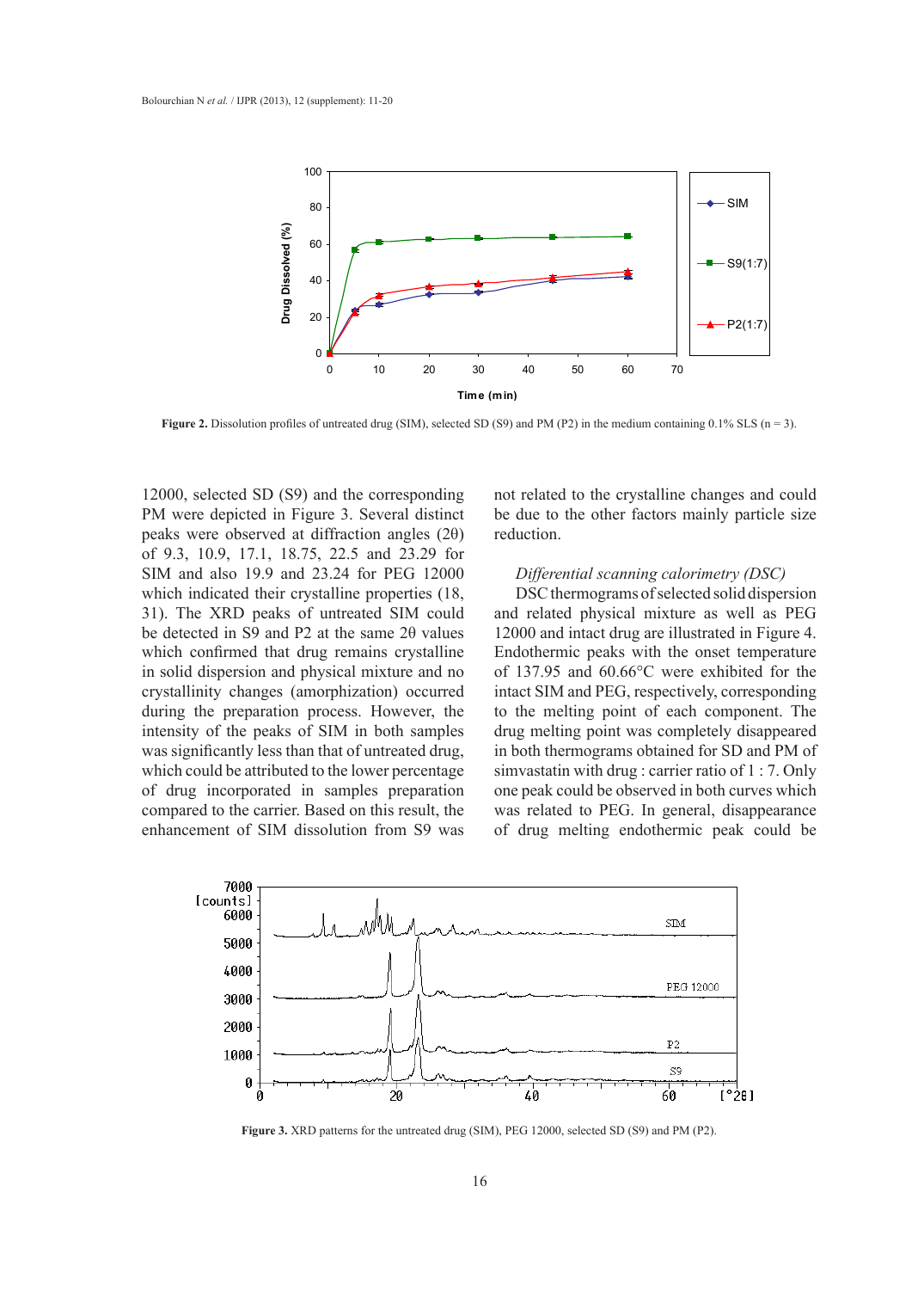**Figure 2.** Dissolution profiles of untreated drug (SIM), selected SD (S9) and PM (P2) in the medium containing 0.1% SLS (n = 3).

12000, selected SD (S9) and the corresponding PM were depicted in Figure 3. Several distinct peaks were observed at diffraction angles (2θ) of 9.3, 10.9, 17.1, 18.75, 22.5 and 23.29 for SIM and also 19.9 and 23.24 for PEG 12000 which indicated their crystalline properties (18, 31). The XRD peaks of untreated SIM could be detected in S9 and P2 at the same 2θ values which confirmed that drug remains crystalline in solid dispersion and physical mixture and no crystallinity changes (amorphization) occurred during the preparation process. However, the intensity of the peaks of SIM in both samples was significantly less than that of untreated drug, which could be attributed to the lower percentage of drug incorporated in samples preparation compared to the carrier. Based on this result, the enhancement of SIM dissolution from S9 was not related to the crystalline changes and could be due to the other factors mainly particle size reduction.

*Differential scanning calorimetry (DSC)*

DSC thermograms of selected solid dispersion and related physical mixture as well as PEG 12000 and intact drug are illustrated in Figure 4. Endothermic peaks with the onset temperature of 137.95 and 60.66°C were exhibited for the intact SIM and PEG, respectively, corresponding to the melting point of each component. The drug melting point was completely disappeared in both thermograms obtained for SD and PM of simvastatin with drug : carrier ratio of 1 : 7. Only one peak could be observed in both curves which was related to PEG. In general, disappearance of drug melting endothermic peak could be

**Figure 3.** XRD patterns for the untreated drug (SIM), PEG 12000, selected SD (S9) and PM (P2).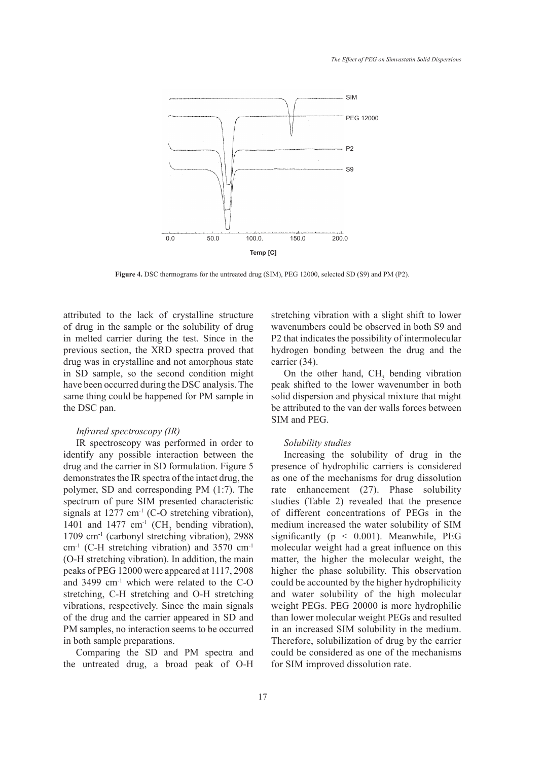Figure 4. DSC thermograms for the untreated drug (SIM), PEG 12000, selected SD (S9) and PM (P2).

attributed to the lack of crystalline structure of drug in the sample or the solubility of drug in melted carrier during the test. Since in the previous section, the XRD spectra proved that drug was in crystalline and not amorphous state in SD sample, so the second condition might have been occurred during the DSC analysis. The same thing could be happened for PM sample in the DSC pan.

*Infrared spectroscopy (IR)*

IR spectroscopy was performed in order to identify any possible interaction between the drug and the carrier in SD formulation. Figure 5 demonstrates the IR spectra of the intact drug, the polymer, SD and corresponding PM (1:7). The spectrum of pure SIM presented characteristic signals at 1277 $cm^{-1}$ (C-O stretching vibration), 1401 and 1477 $cm^{-1}$ ($CH_3$ bending vibration), 1709 $cm^{-1}$ (carbonyl stretching vibration), 2988 $cm^{-1}$ (C-H stretching vibration) and 3570 $cm^{-1}$ (O-H stretching vibration). In addition, the main peaks of PEG 12000 were appeared at 1117, 2908 and 3499 $cm^{-1}$ which were related to the C-O stretching, C-H stretching and O-H stretching vibrations, respectively. Since the main signals of the drug and the carrier appeared in SD and PM samples, no interaction seems to be occurred in both sample preparations.

Comparing the SD and PM spectra and the untreated drug, a broad peak of O-H stretching vibration with a slight shift to lower wavenumbers could be observed in both S9 and P2 that indicates the possibility of intermolecular hydrogen bonding between the drug and the carrier (34).

On the other hand, $CH_3$ bending vibration peak shifted to the lower wavenumber in both solid dispersion and physical mixture that might be attributed to the van der walls forces between SIM and PEG.

*Solubility studies*

Increasing the solubility of drug in the presence of hydrophilic carriers is considered as one of the mechanisms for drug dissolution rate enhancement (27). Phase solubility studies (Table 2) revealed that the presence of different concentrations of PEGs in the medium increased the water solubility of SIM significantly ($p < 0.001$). Meanwhile, PEG molecular weight had a great influence on this matter, the higher the molecular weight, the higher the phase solubility. This observation could be accounted by the higher hydrophilicity and water solubility of the high molecular weight PEGs. PEG 20000 is more hydrophilic than lower molecular weight PEGs and resulted in an increased SIM solubility in the medium. Therefore, solubilization of drug by the carrier could be considered as one of the mechanisms for SIM improved dissolution rate.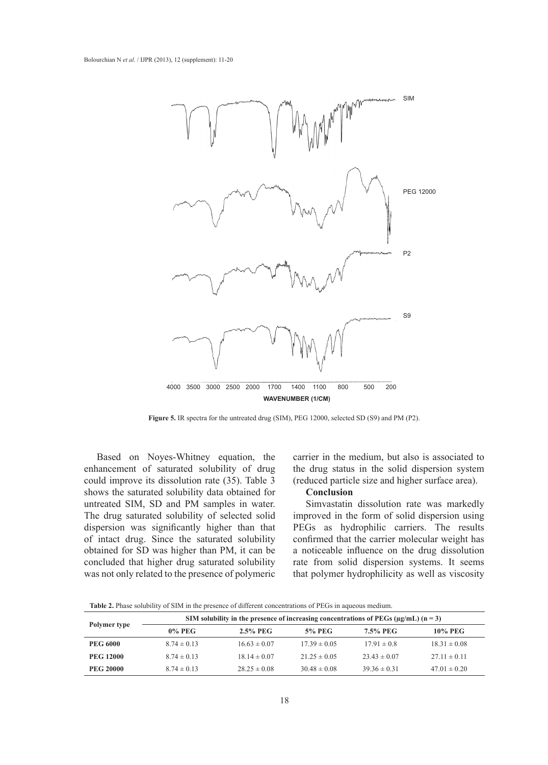Figure 5. IR spectra for the untreated drug (SIM), PEG 12000, selected SD (S9) and PM (P2).

Based on Noyes-Whitney equation, the enhancement of saturated solubility of drug could improve its dissolution rate (35). Table 3 shows the saturated solubility data obtained for untreated SIM, SD and PM samples in water. The drug saturated solubility of selected solid dispersion was significantly higher than that of intact drug. Since the saturated solubility obtained for SD was higher than PM, it can be concluded that higher drug saturated solubility was not only related to the presence of polymeric carrier in the medium, but also is associated to the drug status in the solid dispersion system (reduced particle size and higher surface area).

### Conclusion

Simvastatin dissolution rate was markedly improved in the form of solid dispersion using PEGs as hydrophilic carriers. The results confirmed that the carrier molecular weight has a noticeable influence on the drug dissolution rate from solid dispersion systems. It seems that polymer hydrophilicity as well as viscosity

**Table 2.** Phase solubility of SIM in the presence of different concentrations of PEGs in aqueous medium.

| Polymer type | SIM solubility in the presence of increasing concentrations of PEGs (μg/mL) (n = 3) | | | | |
|---|---|---|---|---|---|
| | 0% PEG | 2.5% PEG | 5% PEG | 7.5% PEG | 10% PEG |
| **PEG 6000** | 8.74 ± 0.13 | 16.63 ± 0.07 | 17.39 ± 0.05 | 17.91 ± 0.8 | 18.31 ± 0.08 |
| **PEG 12000** | 8.74 ± 0.13 | 18.14 ± 0.07 | 21.25 ± 0.05 | 23.43 ± 0.07 | 27.11 ± 0.11 |
| **PEG 20000** | 8.74 ± 0.13 | 28.25 ± 0.08 | 30.48 ± 0.08 | 39.36 ± 0.31 | 47.01 ± 0.20 |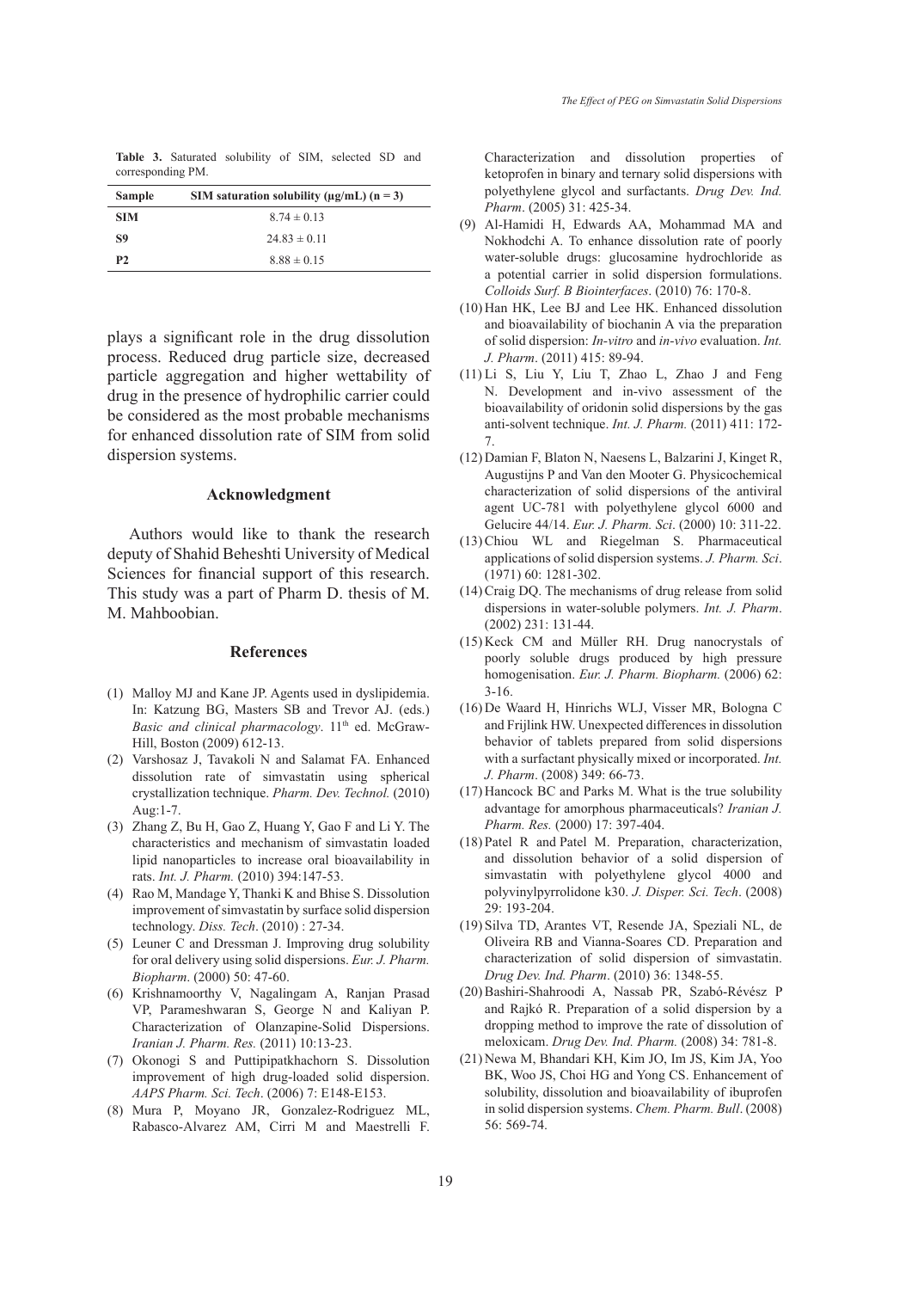**Table 3.** Saturated solubility of SIM, selected SD and corresponding PM.

| Sample | SIM saturation solubility (μg/mL) (n = 3) |
|---|---|
| SIM | 8.74 ± 0.13 |
| S9 | 24.83 ± 0.11 |
| P2 | 8.88 ± 0.15 |

plays a significant role in the drug dissolution process. Reduced drug particle size, decreased particle aggregation and higher wettability of drug in the presence of hydrophilic carrier could be considered as the most probable mechanisms for enhanced dissolution rate of SIM from solid dispersion systems.

## Acknowledgment

Authors would like to thank the research deputy of Shahid Beheshti University of Medical Sciences for financial support of this research. This study was a part of Pharm D. thesis of M. M. Mahboobian.

## References

(1) Malloy MJ and Kane JP. Agents used in dyslipidemia. In: Katzung BG, Masters SB and Trevor AJ. (eds.) *Basic and clinical pharmacology*. 11th ed. McGraw-Hill, Boston (2009) 612-13.

(2) Varshosaz J, Tavakoli N and Salamat FA. Enhanced dissolution rate of simvastatin using spherical crystallization technique. *Pharm. Dev. Technol.* (2010) Aug:1-7.

(3) Zhang Z, Bu H, Gao Z, Huang Y, Gao F and Li Y. The characteristics and mechanism of simvastatin loaded lipid nanoparticles to increase oral bioavailability in rats. *Int. J. Pharm.* (2010) 394:147-53.

(4) Rao M, Mandage Y, Thanki K and Bhise S. Dissolution improvement of simvastatin by surface solid dispersion technology. *Diss. Tech*. (2010) : 27-34.

(5) Leuner C and Dressman J. Improving drug solubility for oral delivery using solid dispersions. *Eur. J. Pharm. Biopharm*. (2000) 50: 47-60.

(6) Krishnamoorthy V, Nagalingam A, Ranjan Prasad VP, Parameshwaran S, George N and Kaliyan P. Characterization of Olanzapine-Solid Dispersions. *Iranian J. Pharm. Res.* (2011) 10:13-23.

(7) Okonogi S and Puttipipatkhachorn S. Dissolution improvement of high drug-loaded solid dispersion. *AAPS Pharm. Sci. Tech*. (2006) 7: E148-E153.

(8) Mura P, Moyano JR, Gonzalez-Rodriguez ML, Rabasco-Alvarez AM, Cirri M and Maestrelli F. Characterization and dissolution properties of ketoprofen in binary and ternary solid dispersions with polyethylene glycol and surfactants. *Drug Dev. Ind. Pharm*. (2005) 31: 425-34.

(9) Al-Hamidi H, Edwards AA, Mohammad MA and Nokhodchi A. To enhance dissolution rate of poorly water-soluble drugs: glucosamine hydrochloride as a potential carrier in solid dispersion formulations. *Colloids Surf. B Biointerfaces*. (2010) 76: 170-8.

(10) Han HK, Lee BJ and Lee HK. Enhanced dissolution and bioavailability of biochanin A via the preparation of solid dispersion: *In-vitro* and *in-vivo* evaluation. *Int. J. Pharm*. (2011) 415: 89-94.

(11) Li S, Liu Y, Liu T, Zhao L, Zhao J and Feng N. Development and in-vivo assessment of the bioavailability of oridonin solid dispersions by the gas anti-solvent technique. *Int. J. Pharm.* (2011) 411: 172-7.

(12) Damian F, Blaton N, Naesens L, Balzarini J, Kinget R, Augustijns P and Van den Mooter G. Physicochemical characterization of solid dispersions of the antiviral agent UC-781 with polyethylene glycol 6000 and Gelucire 44/14. *Eur. J. Pharm. Sci*. (2000) 10: 311-22.

(13) Chiou WL and Riegelman S. Pharmaceutical applications of solid dispersion systems. *J. Pharm. Sci*. (1971) 60: 1281-302.

(14) Craig DQ. The mechanisms of drug release from solid dispersions in water-soluble polymers. *Int. J. Pharm*. (2002) 231: 131-44.

(15) Keck CM and Müller RH. Drug nanocrystals of poorly soluble drugs produced by high pressure homogenisation. *Eur. J. Pharm. Biopharm.* (2006) 62: 3-16.

(16) De Waard H, Hinrichs WLJ, Visser MR, Bologna C and Frijlink HW. Unexpected differences in dissolution behavior of tablets prepared from solid dispersions with a surfactant physically mixed or incorporated. *Int. J. Pharm*. (2008) 349: 66-73.

(17) Hancock BC and Parks M. What is the true solubility advantage for amorphous pharmaceuticals? *Iranian J. Pharm. Res.* (2000) 17: 397-404.

(18) Patel R and Patel M. Preparation, characterization, and dissolution behavior of a solid dispersion of simvastatin with polyethylene glycol 4000 and polyvinylpyrrolidone k30. *J. Disper. Sci. Tech*. (2008) 29: 193-204.

(19) Silva TD, Arantes VT, Resende JA, Speziali NL, de Oliveira RB and Vianna-Soares CD. Preparation and characterization of solid dispersion of simvastatin. *Drug Dev. Ind. Pharm*. (2010) 36: 1348-55.

(20) Bashiri-Shahroodi A, Nassab PR, Szabó-Révész P and Rajkó R. Preparation of a solid dispersion by a dropping method to improve the rate of dissolution of meloxicam. *Drug Dev. Ind. Pharm.* (2008) 34: 781-8.

(21) Newa M, Bhandari KH, Kim JO, Im JS, Kim JA, Yoo BK, Woo JS, Choi HG and Yong CS. Enhancement of solubility, dissolution and bioavailability of ibuprofen in solid dispersion systems. *Chem. Pharm. Bull*. (2008) 56: 569-74.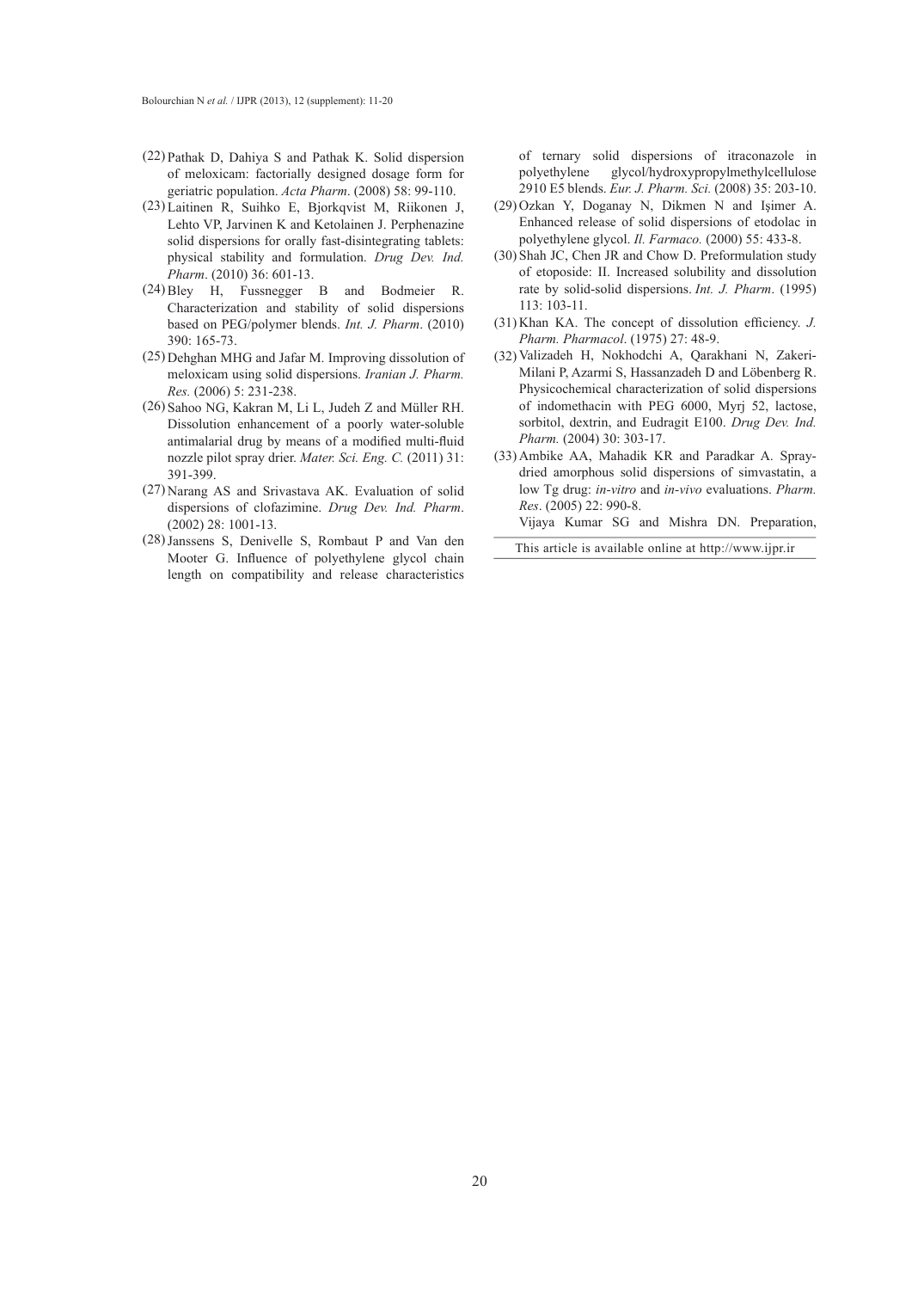(22) Pathak D, Dahiya S and Pathak K. Solid dispersion of meloxicam: factorially designed dosage form for geriatric population. *Acta Pharm*. (2008) 58: 99-110.

(23) Laitinen R, Suihko E, Bjorkqvist M, Riikonen J, Lehto VP, Jarvinen K and Ketolainen J. Perphenazine solid dispersions for orally fast-disintegrating tablets: physical stability and formulation. *Drug Dev. Ind. Pharm*. (2010) 36: 601-13.

(24) Bley H, Fussnegger B and Bodmeier R. Characterization and stability of solid dispersions based on PEG/polymer blends. *Int. J. Pharm*. (2010) 390: 165-73.

(25) Dehghan MHG and Jafar M. Improving dissolution of meloxicam using solid dispersions. *Iranian J. Pharm. Res.* (2006) 5: 231-238.

(26) Sahoo NG, Kakran M, Li L, Judeh Z and Müller RH. Dissolution enhancement of a poorly water-soluble antimalarial drug by means of a modified multi-fluid nozzle pilot spray drier. *Mater. Sci. Eng. C.* (2011) 31: 391-399.

(27) Narang AS and Srivastava AK. Evaluation of solid dispersions of clofazimine. *Drug Dev. Ind. Pharm*. (2002) 28: 1001-13.

(28) Janssens S, Denivelle S, Rombaut P and Van den Mooter G. Influence of polyethylene glycol chain length on compatibility and release characteristics of ternary solid dispersions of itraconazole in polyethylene glycol/hydroxypropylmethylcellulose 2910 E5 blends. *Eur. J. Pharm. Sci.* (2008) 35: 203-10.

(29) Ozkan Y, Doganay N, Dikmen N and Işimer A. Enhanced release of solid dispersions of etodolac in polyethylene glycol. *Il. Farmaco.* (2000) 55: 433-8.

(30) Shah JC, Chen JR and Chow D. Preformulation study of etoposide: II. Increased solubility and dissolution rate by solid-solid dispersions. *Int. J. Pharm*. (1995) 113: 103-11.

(31) Khan KA. The concept of dissolution efficiency. *J. Pharm. Pharmacol*. (1975) 27: 48-9.

(32) Valizadeh H, Nokhodchi A, Qarakhani N, Zakeri-Milani P, Azarmi S, Hassanzadeh D and Löbenberg R. Physicochemical characterization of solid dispersions of indomethacin with PEG 6000, Myrj 52, lactose, sorbitol, dextrin, and Eudragit E100. *Drug Dev. Ind. Pharm.* (2004) 30: 303-17.

(33) Ambike AA, Mahadik KR and Paradkar A. Spray-dried amorphous solid dispersions of simvastatin, a low Tg drug: *in-vitro* and *in-vivo* evaluations. *Pharm. Res*. (2005) 22: 990-8.

Vijaya Kumar SG and Mishra DN. Preparation,

This article is available online at http://www.ijpr.ir